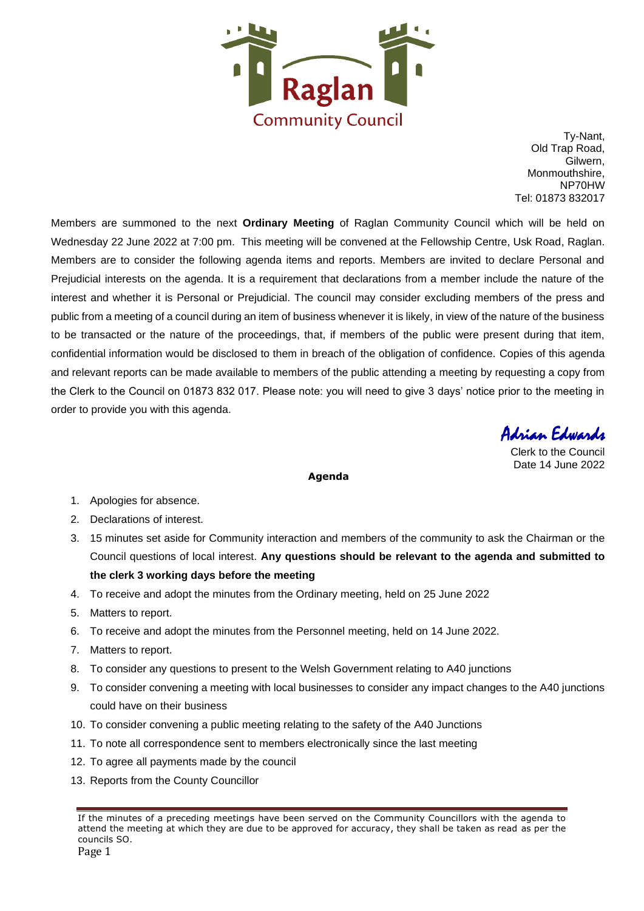Raglan Community Council

Ty-Nant,
Old Trap Road,
Gilwern,
Monmouthshire,
NP70HW
Tel: 01873 832017

Members are summoned to the next **Ordinary Meeting** of Raglan Community Council which will be held on Wednesday 22 June 2022 at 7:00 pm. This meeting will be convened at the Fellowship Centre, Usk Road, Raglan. Members are to consider the following agenda items and reports. Members are invited to declare Personal and Prejudicial interests on the agenda. It is a requirement that declarations from a member include the nature of the interest and whether it is Personal or Prejudicial. The council may consider excluding members of the press and public from a meeting of a council during an item of business whenever it is likely, in view of the nature of the business to be transacted or the nature of the proceedings, that, if members of the public were present during that item, confidential information would be disclosed to them in breach of the obligation of confidence. Copies of this agenda and relevant reports can be made available to members of the public attending a meeting by requesting a copy from the Clerk to the Council on 01873 832 017. Please note: you will need to give 3 days' notice prior to the meeting in order to provide you with this agenda.

*Adrian Edwards*
Clerk to the Council
Date 14 June 2022

**Agenda**

1. Apologies for absence.
2. Declarations of interest.
3. 15 minutes set aside for Community interaction and members of the community to ask the Chairman or the Council questions of local interest. **Any questions should be relevant to the agenda and submitted to the clerk 3 working days before the meeting**
4. To receive and adopt the minutes from the Ordinary meeting, held on 25 June 2022
5. Matters to report.
6. To receive and adopt the minutes from the Personnel meeting, held on 14 June 2022.
7. Matters to report.
8. To consider any questions to present to the Welsh Government relating to A40 junctions
9. To consider convening a meeting with local businesses to consider any impact changes to the A40 junctions could have on their business
10. To consider convening a public meeting relating to the safety of the A40 Junctions
11. To note all correspondence sent to members electronically since the last meeting
12. To agree all payments made by the council
13. Reports from the County Councillor

If the minutes of a preceding meetings have been served on the Community Councillors with the agenda to attend the meeting at which they are due to be approved for accuracy, they shall be taken as read as per the councils SO.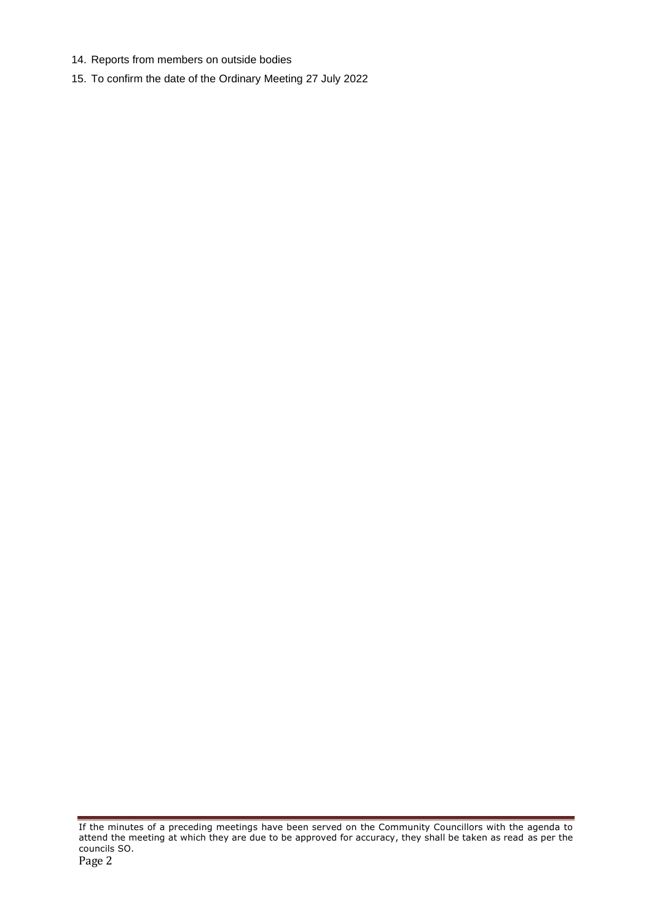14. Reports from members on outside bodies
15. To confirm the date of the Ordinary Meeting 27 July 2022

If the minutes of a preceding meetings have been served on the Community Councillors with the agenda to attend the meeting at which they are due to be approved for accuracy, they shall be taken as read as per the councils SO.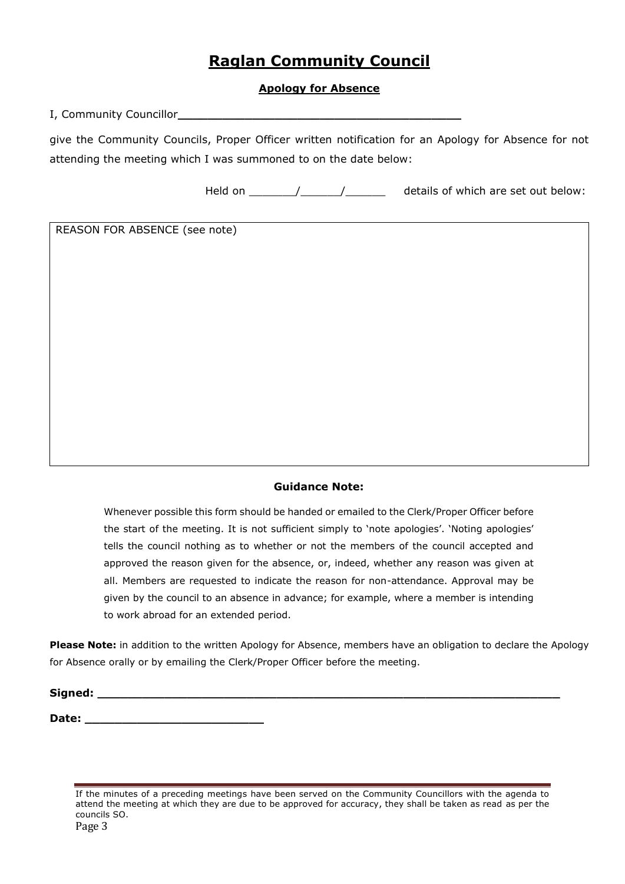# Raglan Community Council

## Apology for Absence

I, Community Councillor__________________________________________

give the Community Councils, Proper Officer written notification for an Apology for Absence for not attending the meeting which I was summoned to on the date below:

Held on _______/______/______ details of which are set out below:

| REASON FOR ABSENCE (see note) |
|---|
| |

### Guidance Note:

Whenever possible this form should be handed or emailed to the Clerk/Proper Officer before the start of the meeting. It is not sufficient simply to 'note apologies'. 'Noting apologies' tells the council nothing as to whether or not the members of the council accepted and approved the reason given for the absence, or, indeed, whether any reason was given at all. Members are requested to indicate the reason for non-attendance. Approval may be given by the council to an absence in advance; for example, where a member is intending to work abroad for an extended period.

**Please Note:** in addition to the written Apology for Absence, members have an obligation to declare the Apology for Absence orally or by emailing the Clerk/Proper Officer before the meeting.

**Signed:** ____________________________________________________________________

**Date:** __________________________

If the minutes of a preceding meetings have been served on the Community Councillors with the agenda to attend the meeting at which they are due to be approved for accuracy, they shall be taken as read as per the councils SO.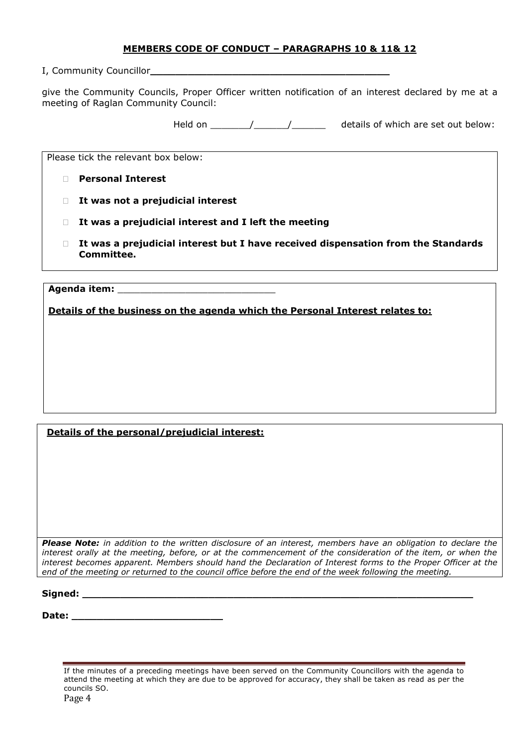**MEMBERS CODE OF CONDUCT – PARAGRAPHS 10 & 11& 12**

I, Community Councillor__________________________________________

give the Community Councils, Proper Officer written notification of an interest declared by me at a meeting of Raglan Community Council:

Held on _______/______/______ details of which are set out below:

Please tick the relevant box below:

- ☐ **Personal Interest**
- ☐ **It was not a prejudicial interest**
- ☐ **It was a prejudicial interest and I left the meeting**
- ☐ **It was a prejudicial interest but I have received dispensation from the Standards Committee.**

**Agenda item:** ___________________________

**Details of the business on the agenda which the Personal Interest relates to:**

**Details of the personal/prejudicial interest:**

***Please Note:*** *in addition to the written disclosure of an interest, members have an obligation to declare the interest orally at the meeting, before, or at the commencement of the consideration of the item, or when the interest becomes apparent. Members should hand the Declaration of Interest forms to the Proper Officer at the end of the meeting or returned to the council office before the end of the week following the meeting.*

**Signed:** ____________________________________________________________

**Date:** _________________________

If the minutes of a preceding meetings have been served on the Community Councillors with the agenda to attend the meeting at which they are due to be approved for accuracy, they shall be taken as read as per the councils SO.